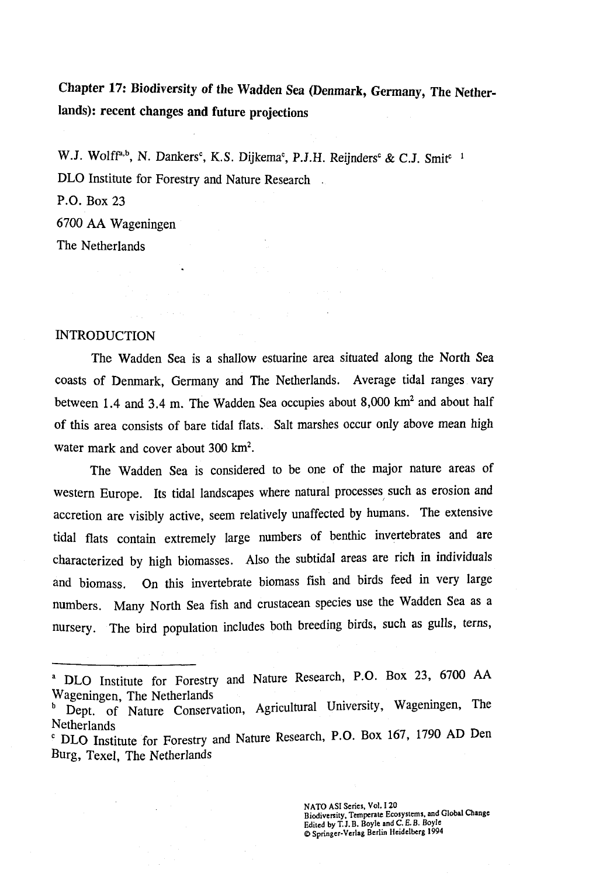# Chapter 17: Biodiversity of the Wadden Sea (Denmark, Germany, The Netherlands): recent changes and future projections

W.J. Wolff[a,b], N. Dankers[c], K.S. Dijkema[c], P.J.H. Reijnders[c] & C.J. Smit[c] [1]

DLO Institute for Forestry and Nature Research

P.O. Box 23

6700 AA Wageningen

The Netherlands

## INTRODUCTION

The Wadden Sea is a shallow estuarine area situated along the North Sea coasts of Denmark, Germany and The Netherlands. Average tidal ranges vary between 1.4 and 3.4 m. The Wadden Sea occupies about 8,000 km$^2$ and about half of this area consists of bare tidal flats. Salt marshes occur only above mean high water mark and cover about 300 km$^2$.

The Wadden Sea is considered to be one of the major nature areas of western Europe. Its tidal landscapes where natural processes such as erosion and accretion are visibly active, seem relatively unaffected by humans. The extensive tidal flats contain extremely large numbers of benthic invertebrates and are characterized by high biomasses. Also the subtidal areas are rich in individuals and biomass. On this invertebrate biomass fish and birds feed in very large numbers. Many North Sea fish and crustacean species use the Wadden Sea as a nursery. The bird population includes both breeding birds, such as gulls, terns,

---

[a] DLO Institute for Forestry and Nature Research, P.O. Box 23, 6700 AA Wageningen, The Netherlands

[b] Dept. of Nature Conservation, Agricultural University, Wageningen, The Netherlands

[c] DLO Institute for Forestry and Nature Research, P.O. Box 167, 1790 AD Den Burg, Texel, The Netherlands

NATO ASI Series, Vol. I 20
Biodiversity, Temperate Ecosystems, and Global Change
Edited by T.J.B. Boyle and C.E.B. Boyle
© Springer-Verlag Berlin Heidelberg 1994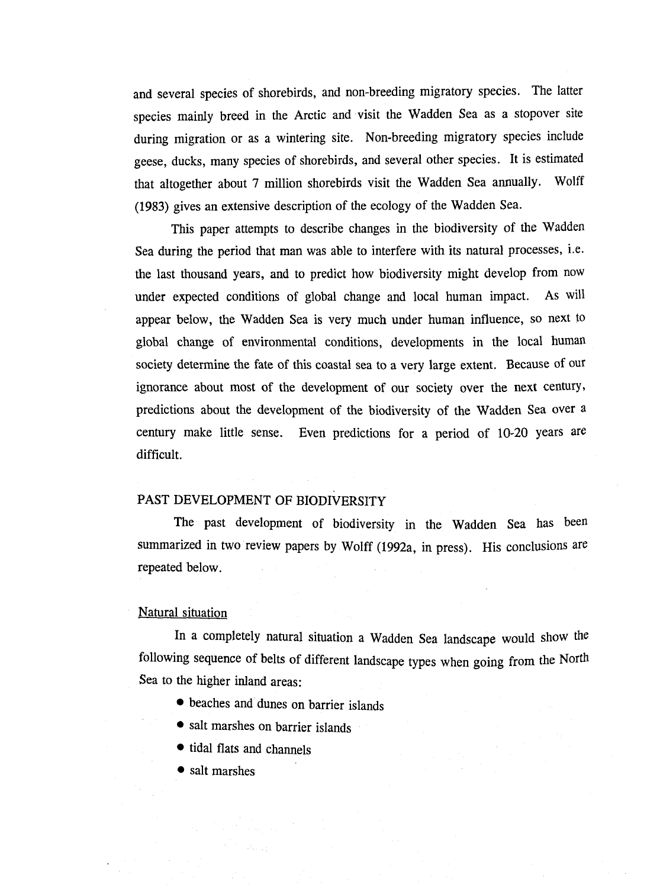and several species of shorebirds, and non-breeding migratory species. The latter species mainly breed in the Arctic and visit the Wadden Sea as a stopover site during migration or as a wintering site. Non-breeding migratory species include geese, ducks, many species of shorebirds, and several other species. It is estimated that altogether about 7 million shorebirds visit the Wadden Sea annually. Wolff (1983) gives an extensive description of the ecology of the Wadden Sea.

This paper attempts to describe changes in the biodiversity of the Wadden Sea during the period that man was able to interfere with its natural processes, i.e. the last thousand years, and to predict how biodiversity might develop from now under expected conditions of global change and local human impact. As will appear below, the Wadden Sea is very much under human influence, so next to global change of environmental conditions, developments in the local human society determine the fate of this coastal sea to a very large extent. Because of our ignorance about most of the development of our society over the next century, predictions about the development of the biodiversity of the Wadden Sea over a century make little sense. Even predictions for a period of 10-20 years are difficult.

## PAST DEVELOPMENT OF BIODIVERSITY

The past development of biodiversity in the Wadden Sea has been summarized in two review papers by Wolff (1992a, in press). His conclusions are repeated below.

### Natural situation

In a completely natural situation a Wadden Sea landscape would show the following sequence of belts of different landscape types when going from the North Sea to the higher inland areas:

- beaches and dunes on barrier islands
- salt marshes on barrier islands
- tidal flats and channels
- salt marshes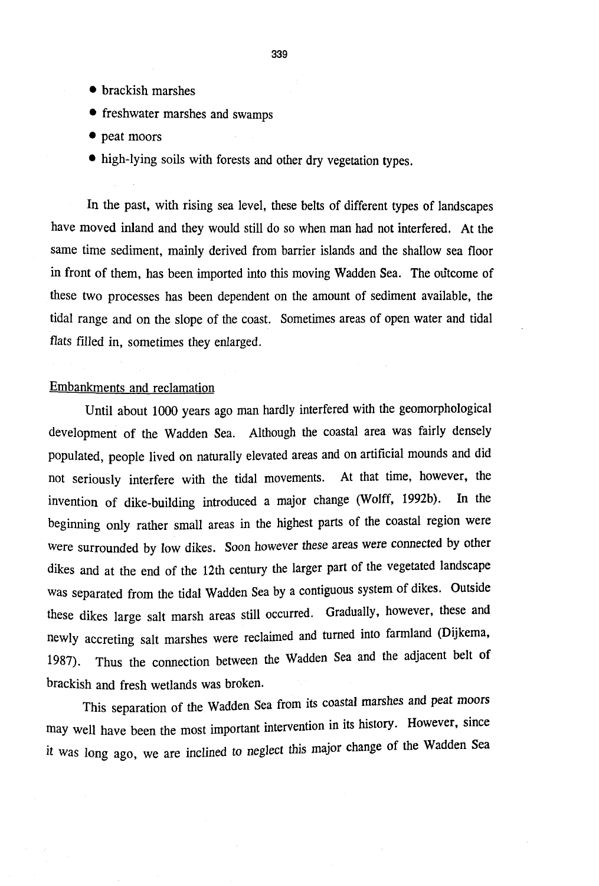- brackish marshes
- freshwater marshes and swamps
- peat moors
- high-lying soils with forests and other dry vegetation types.

In the past, with rising sea level, these belts of different types of landscapes have moved inland and they would still do so when man had not interfered. At the same time sediment, mainly derived from barrier islands and the shallow sea floor in front of them, has been imported into this moving Wadden Sea. The outcome of these two processes has been dependent on the amount of sediment available, the tidal range and on the slope of the coast. Sometimes areas of open water and tidal flats filled in, sometimes they enlarged.

## Embankments and reclamation

Until about 1000 years ago man hardly interfered with the geomorphological development of the Wadden Sea. Although the coastal area was fairly densely populated, people lived on naturally elevated areas and on artificial mounds and did not seriously interfere with the tidal movements. At that time, however, the invention of dike-building introduced a major change (Wolff, 1992b). In the beginning only rather small areas in the highest parts of the coastal region were were surrounded by low dikes. Soon however these areas were connected by other dikes and at the end of the 12th century the larger part of the vegetated landscape was separated from the tidal Wadden Sea by a contiguous system of dikes. Outside these dikes large salt marsh areas still occurred. Gradually, however, these and newly accreting salt marshes were reclaimed and turned into farmland (Dijkema, 1987). Thus the connection between the Wadden Sea and the adjacent belt of brackish and fresh wetlands was broken.

This separation of the Wadden Sea from its coastal marshes and peat moors may well have been the most important intervention in its history. However, since it was long ago, we are inclined to neglect this major change of the Wadden Sea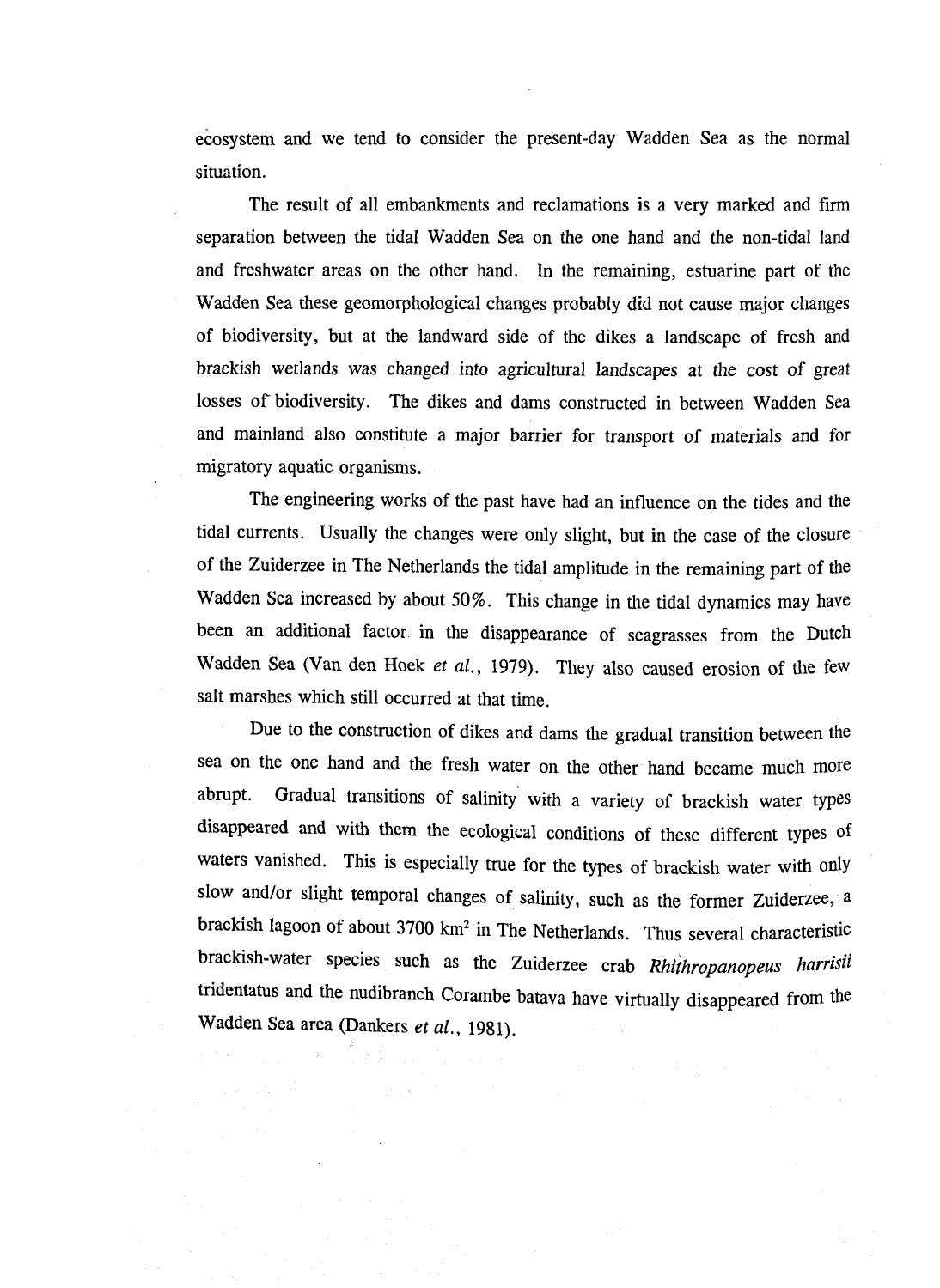ecosystem and we tend to consider the present-day Wadden Sea as the normal situation.

The result of all embankments and reclamations is a very marked and firm separation between the tidal Wadden Sea on the one hand and the non-tidal land and freshwater areas on the other hand. In the remaining, estuarine part of the Wadden Sea these geomorphological changes probably did not cause major changes of biodiversity, but at the landward side of the dikes a landscape of fresh and brackish wetlands was changed into agricultural landscapes at the cost of great losses of biodiversity. The dikes and dams constructed in between Wadden Sea and mainland also constitute a major barrier for transport of materials and for migratory aquatic organisms.

The engineering works of the past have had an influence on the tides and the tidal currents. Usually the changes were only slight, but in the case of the closure of the Zuiderzee in The Netherlands the tidal amplitude in the remaining part of the Wadden Sea increased by about 50%. This change in the tidal dynamics may have been an additional factor in the disappearance of seagrasses from the Dutch Wadden Sea (Van den Hoek *et al.*, 1979). They also caused erosion of the few salt marshes which still occurred at that time.

Due to the construction of dikes and dams the gradual transition between the sea on the one hand and the fresh water on the other hand became much more abrupt. Gradual transitions of salinity with a variety of brackish water types disappeared and with them the ecological conditions of these different types of waters vanished. This is especially true for the types of brackish water with only slow and/or slight temporal changes of salinity, such as the former Zuiderzee, a brackish lagoon of about 3700 km$^2$ in The Netherlands. Thus several characteristic brackish-water species such as the Zuiderzee crab *Rhithropanopeus harrisii* tridentatus and the nudibranch Corambe batava have virtually disappeared from the Wadden Sea area (Dankers *et al.*, 1981).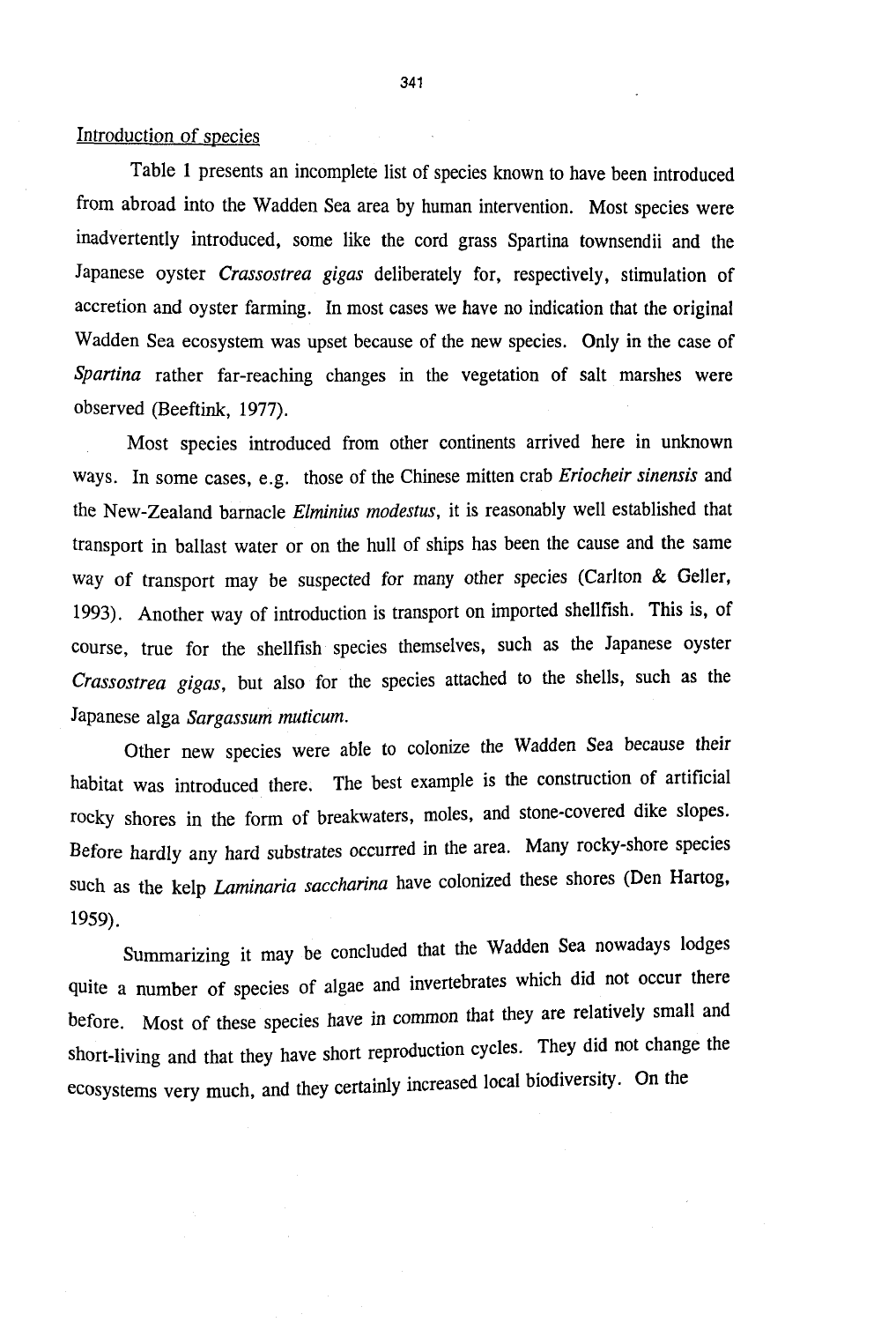Introduction of species

Table 1 presents an incomplete list of species known to have been introduced from abroad into the Wadden Sea area by human intervention. Most species were inadvertently introduced, some like the cord grass Spartina townsendii and the Japanese oyster *Crassostrea gigas* deliberately for, respectively, stimulation of accretion and oyster farming. In most cases we have no indication that the original Wadden Sea ecosystem was upset because of the new species. Only in the case of *Spartina* rather far-reaching changes in the vegetation of salt marshes were observed (Beeftink, 1977).

Most species introduced from other continents arrived here in unknown ways. In some cases, e.g. those of the Chinese mitten crab *Eriocheir sinensis* and the New-Zealand barnacle *Elminius modestus*, it is reasonably well established that transport in ballast water or on the hull of ships has been the cause and the same way of transport may be suspected for many other species (Carlton & Geller, 1993). Another way of introduction is transport on imported shellfish. This is, of course, true for the shellfish species themselves, such as the Japanese oyster *Crassostrea gigas*, but also for the species attached to the shells, such as the Japanese alga *Sargassum muticum*.

Other new species were able to colonize the Wadden Sea because their habitat was introduced there. The best example is the construction of artificial rocky shores in the form of breakwaters, moles, and stone-covered dike slopes. Before hardly any hard substrates occurred in the area. Many rocky-shore species such as the kelp *Laminaria saccharina* have colonized these shores (Den Hartog, 1959).

Summarizing it may be concluded that the Wadden Sea nowadays lodges quite a number of species of algae and invertebrates which did not occur there before. Most of these species have in common that they are relatively small and short-living and that they have short reproduction cycles. They did not change the ecosystems very much, and they certainly increased local biodiversity. On the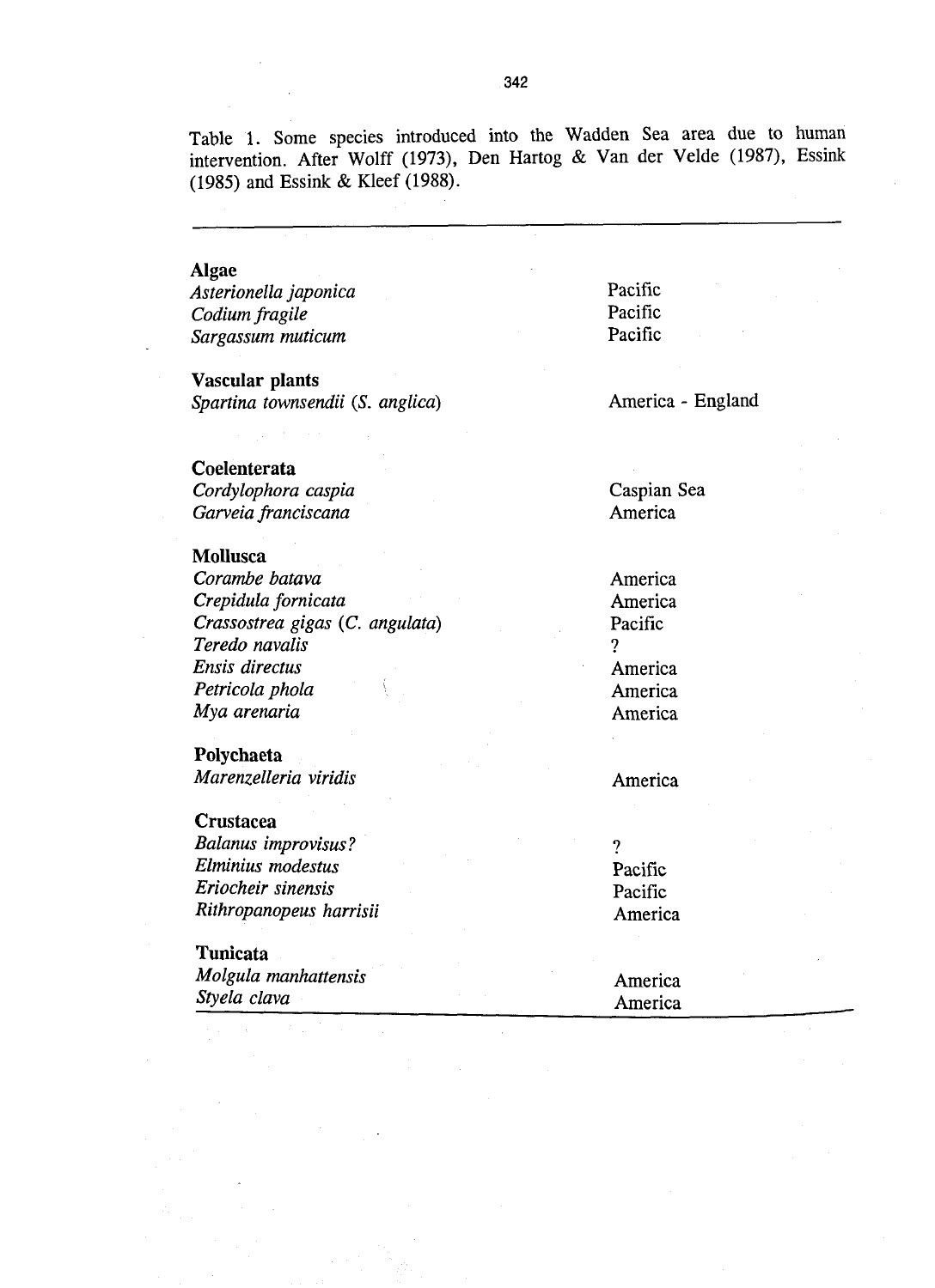Table 1. Some species introduced into the Wadden Sea area due to human intervention. After Wolff (1973), Den Hartog & Van der Velde (1987), Essink (1985) and Essink & Kleef (1988).

| | |
|---|---|
| **Algae** | |
| *Asterionella japonica* | Pacific |
| *Codium fragile* | Pacific |
| *Sargassum muticum* | Pacific |
| **Vascular plants** | |
| *Spartina townsendii* (*S. anglica*) | America - England |
| **Coelenterata** | |
| *Cordylophora caspia* | Caspian Sea |
| *Garveia franciscana* | America |
| **Mollusca** | |
| *Corambe batava* | America |
| *Crepidula fornicata* | America |
| *Crassostrea gigas* (*C. angulata*) | Pacific |
| *Teredo navalis* | ? |
| *Ensis directus* | America |
| *Petricola phola* | America |
| *Mya arenaria* | America |
| **Polychaeta** | |
| *Marenzelleria viridis* | America |
| **Crustacea** | |
| *Balanus improvisus?* | ? |
| *Elminius modestus* | Pacific |
| *Eriocheir sinensis* | Pacific |
| *Rithropanopeus harrisii* | America |
| **Tunicata** | |
| *Molgula manhattensis* | America |
| *Styela clava* | America |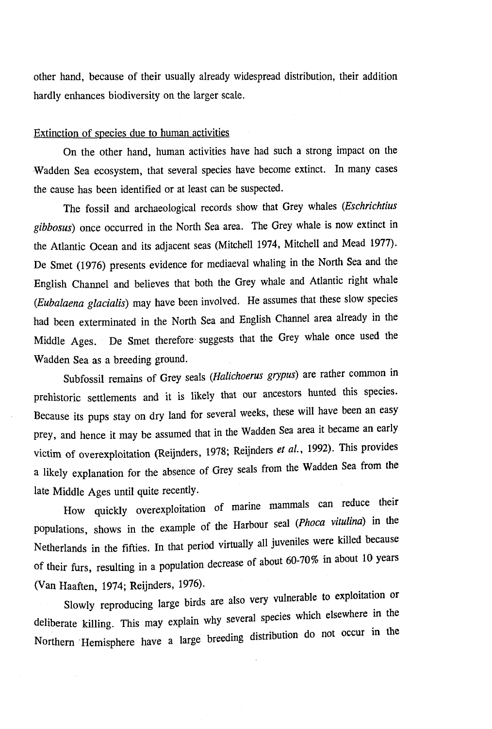other hand, because of their usually already widespread distribution, their addition hardly enhances biodiversity on the larger scale.

## Extinction of species due to human activities

On the other hand, human activities have had such a strong impact on the Wadden Sea ecosystem, that several species have become extinct. In many cases the cause has been identified or at least can be suspected.

The fossil and archaeological records show that Grey whales (*Eschrichtius gibbosus*) once occurred in the North Sea area. The Grey whale is now extinct in the Atlantic Ocean and its adjacent seas (Mitchell 1974, Mitchell and Mead 1977). De Smet (1976) presents evidence for mediaeval whaling in the North Sea and the English Channel and believes that both the Grey whale and Atlantic right whale (*Eubalaena glacialis*) may have been involved. He assumes that these slow species had been exterminated in the North Sea and English Channel area already in the Middle Ages. De Smet therefore suggests that the Grey whale once used the Wadden Sea as a breeding ground.

Subfossil remains of Grey seals (*Halichoerus grypus*) are rather common in prehistoric settlements and it is likely that our ancestors hunted this species. Because its pups stay on dry land for several weeks, these will have been an easy prey, and hence it may be assumed that in the Wadden Sea area it became an early victim of overexploitation (Reijnders, 1978; Reijnders *et al.*, 1992). This provides a likely explanation for the absence of Grey seals from the Wadden Sea from the late Middle Ages until quite recently.

How quickly overexploitation of marine mammals can reduce their populations, shows in the example of the Harbour seal (*Phoca vitulina*) in the Netherlands in the fifties. In that period virtually all juveniles were killed because of their furs, resulting in a population decrease of about 60-70% in about 10 years (Van Haaften, 1974; Reijnders, 1976).

Slowly reproducing large birds are also very vulnerable to exploitation or deliberate killing. This may explain why several species which elsewhere in the Northern Hemisphere have a large breeding distribution do not occur in the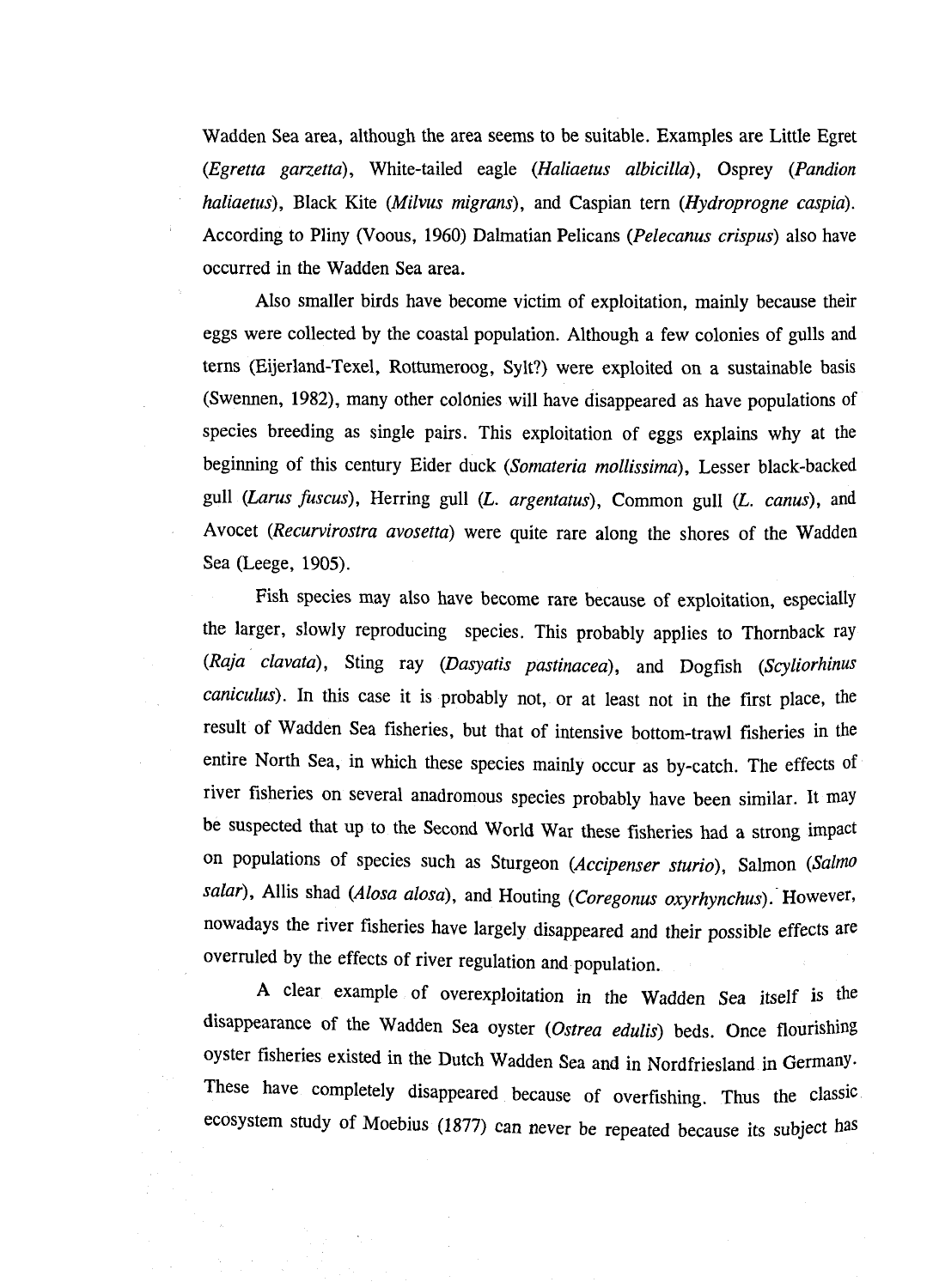Wadden Sea area, although the area seems to be suitable. Examples are Little Egret (*Egretta garzetta*), White-tailed eagle (*Haliaetus albicilla*), Osprey (*Pandion haliaetus*), Black Kite (*Milvus migrans*), and Caspian tern (*Hydroprogne caspia*). According to Pliny (Voous, 1960) Dalmatian Pelicans (*Pelecanus crispus*) also have occurred in the Wadden Sea area.

Also smaller birds have become victim of exploitation, mainly because their eggs were collected by the coastal population. Although a few colonies of gulls and terns (Eijerland-Texel, Rottumeroog, Sylt?) were exploited on a sustainable basis (Swennen, 1982), many other colonies will have disappeared as have populations of species breeding as single pairs. This exploitation of eggs explains why at the beginning of this century Eider duck (*Somateria mollissima*), Lesser black-backed gull (*Larus fuscus*), Herring gull (*L. argentatus*), Common gull (*L. canus*), and Avocet (*Recurvirostra avosetta*) were quite rare along the shores of the Wadden Sea (Leege, 1905).

Fish species may also have become rare because of exploitation, especially the larger, slowly reproducing species. This probably applies to Thornback ray (*Raja clavata*), Sting ray (*Dasyatis pastinacea*), and Dogfish (*Scyliorhinus caniculus*). In this case it is probably not, or at least not in the first place, the result of Wadden Sea fisheries, but that of intensive bottom-trawl fisheries in the entire North Sea, in which these species mainly occur as by-catch. The effects of river fisheries on several anadromous species probably have been similar. It may be suspected that up to the Second World War these fisheries had a strong impact on populations of species such as Sturgeon (*Accipenser sturio*), Salmon (*Salmo salar*), Allis shad (*Alosa alosa*), and Houting (*Coregonus oxyrhynchus*). However, nowadays the river fisheries have largely disappeared and their possible effects are overruled by the effects of river regulation and population.

A clear example of overexploitation in the Wadden Sea itself is the disappearance of the Wadden Sea oyster (*Ostrea edulis*) beds. Once flourishing oyster fisheries existed in the Dutch Wadden Sea and in Nordfriesland in Germany. These have completely disappeared because of overfishing. Thus the classic ecosystem study of Moebius (1877) can never be repeated because its subject has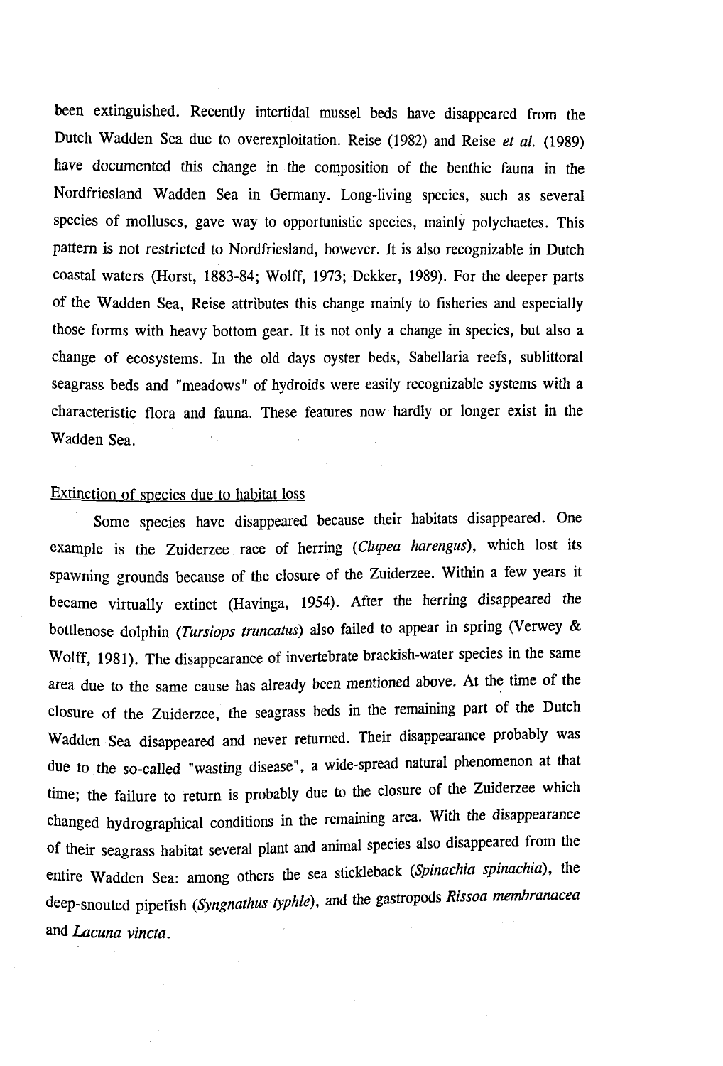been extinguished. Recently intertidal mussel beds have disappeared from the Dutch Wadden Sea due to overexploitation. Reise (1982) and Reise *et al.* (1989) have documented this change in the composition of the benthic fauna in the Nordfriesland Wadden Sea in Germany. Long-living species, such as several species of molluscs, gave way to opportunistic species, mainly polychaetes. This pattern is not restricted to Nordfriesland, however. It is also recognizable in Dutch coastal waters (Horst, 1883-84; Wolff, 1973; Dekker, 1989). For the deeper parts of the Wadden Sea, Reise attributes this change mainly to fisheries and especially those forms with heavy bottom gear. It is not only a change in species, but also a change of ecosystems. In the old days oyster beds, Sabellaria reefs, sublittoral seagrass beds and "meadows" of hydroids were easily recognizable systems with a characteristic flora and fauna. These features now hardly or longer exist in the Wadden Sea.

## Extinction of species due to habitat loss

Some species have disappeared because their habitats disappeared. One example is the Zuiderzee race of herring (*Clupea harengus*), which lost its spawning grounds because of the closure of the Zuiderzee. Within a few years it became virtually extinct (Havinga, 1954). After the herring disappeared the bottlenose dolphin (*Tursiops truncatus*) also failed to appear in spring (Verwey & Wolff, 1981). The disappearance of invertebrate brackish-water species in the same area due to the same cause has already been mentioned above. At the time of the closure of the Zuiderzee, the seagrass beds in the remaining part of the Dutch Wadden Sea disappeared and never returned. Their disappearance probably was due to the so-called "wasting disease", a wide-spread natural phenomenon at that time; the failure to return is probably due to the closure of the Zuiderzee which changed hydrographical conditions in the remaining area. With the disappearance of their seagrass habitat several plant and animal species also disappeared from the entire Wadden Sea: among others the sea stickleback (*Spinachia spinachia*), the deep-snouted pipefish (*Syngnathus typhle*), and the gastropods *Rissoa membranacea* and *Lacuna vincta*.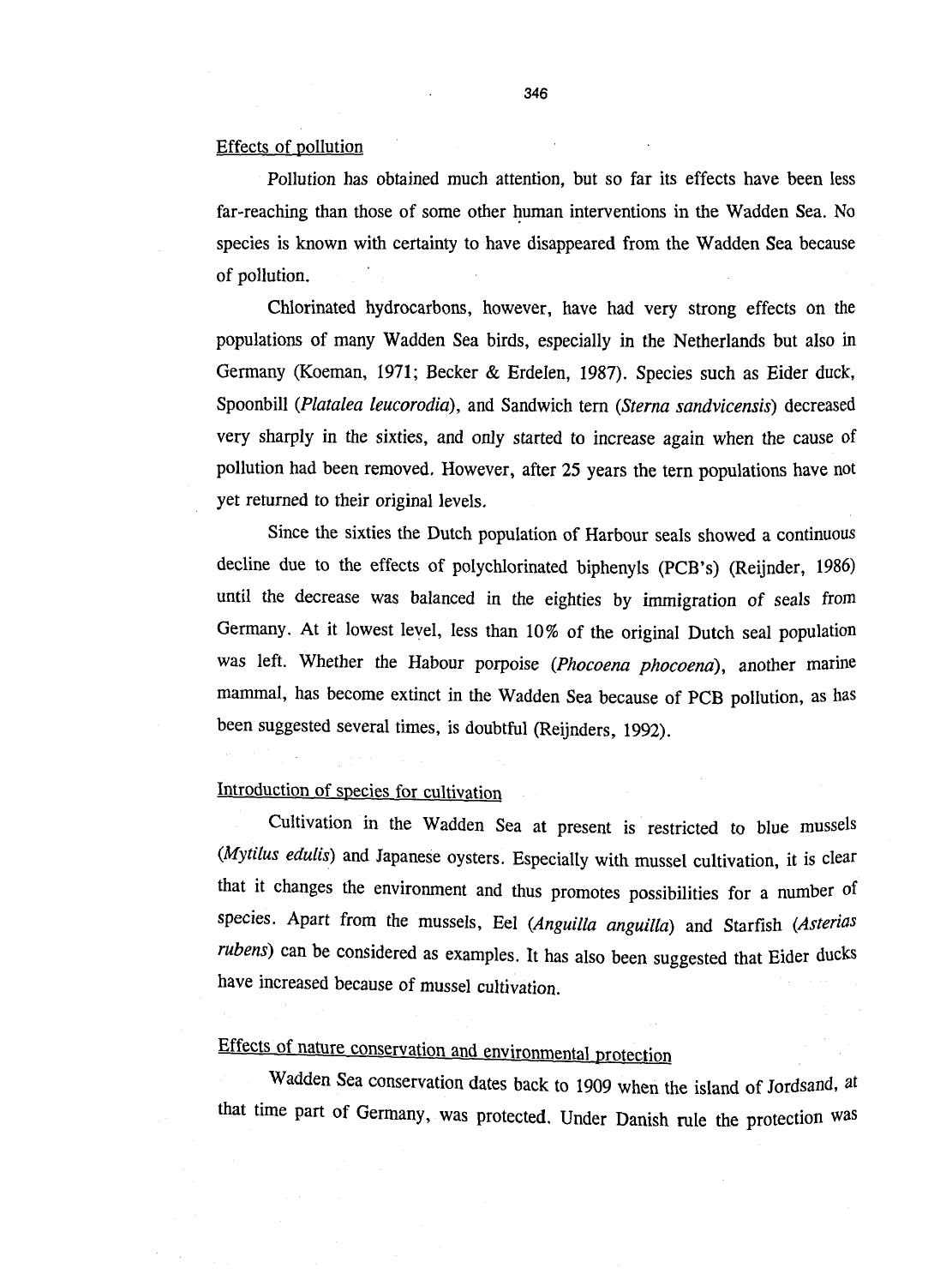## Effects of pollution

Pollution has obtained much attention, but so far its effects have been less far-reaching than those of some other human interventions in the Wadden Sea. No species is known with certainty to have disappeared from the Wadden Sea because of pollution.

Chlorinated hydrocarbons, however, have had very strong effects on the populations of many Wadden Sea birds, especially in the Netherlands but also in Germany (Koeman, 1971; Becker & Erdelen, 1987). Species such as Eider duck, Spoonbill (*Platalea leucorodia*), and Sandwich tern (*Sterna sandvicensis*) decreased very sharply in the sixties, and only started to increase again when the cause of pollution had been removed. However, after 25 years the tern populations have not yet returned to their original levels.

Since the sixties the Dutch population of Harbour seals showed a continuous decline due to the effects of polychlorinated biphenyls (PCB's) (Reijnder, 1986) until the decrease was balanced in the eighties by immigration of seals from Germany. At it lowest level, less than 10% of the original Dutch seal population was left. Whether the Habour porpoise (*Phocoena phocoena*), another marine mammal, has become extinct in the Wadden Sea because of PCB pollution, as has been suggested several times, is doubtful (Reijnders, 1992).

## Introduction of species for cultivation

Cultivation in the Wadden Sea at present is restricted to blue mussels (*Mytilus edulis*) and Japanese oysters. Especially with mussel cultivation, it is clear that it changes the environment and thus promotes possibilities for a number of species. Apart from the mussels, Eel (*Anguilla anguilla*) and Starfish (*Asterias rubens*) can be considered as examples. It has also been suggested that Eider ducks have increased because of mussel cultivation.

## Effects of nature conservation and environmental protection

Wadden Sea conservation dates back to 1909 when the island of Jordsand, at that time part of Germany, was protected. Under Danish rule the protection was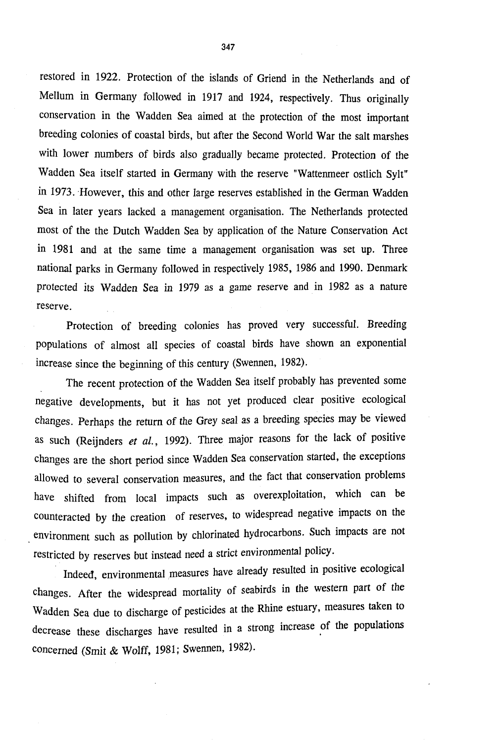restored in 1922. Protection of the islands of Griend in the Netherlands and of Mellum in Germany followed in 1917 and 1924, respectively. Thus originally conservation in the Wadden Sea aimed at the protection of the most important breeding colonies of coastal birds, but after the Second World War the salt marshes with lower numbers of birds also gradually became protected. Protection of the Wadden Sea itself started in Germany with the reserve "Wattenmeer ostlich Sylt" in 1973. However, this and other large reserves established in the German Wadden Sea in later years lacked a management organisation. The Netherlands protected most of the the Dutch Wadden Sea by application of the Nature Conservation Act in 1981 and at the same time a management organisation was set up. Three national parks in Germany followed in respectively 1985, 1986 and 1990. Denmark protected its Wadden Sea in 1979 as a game reserve and in 1982 as a nature reserve.

Protection of breeding colonies has proved very successful. Breeding populations of almost all species of coastal birds have shown an exponential increase since the beginning of this century (Swennen, 1982).

The recent protection of the Wadden Sea itself probably has prevented some negative developments, but it has not yet produced clear positive ecological changes. Perhaps the return of the Grey seal as a breeding species may be viewed as such (Reijnders *et al.*, 1992). Three major reasons for the lack of positive changes are the short period since Wadden Sea conservation started, the exceptions allowed to several conservation measures, and the fact that conservation problems have shifted from local impacts such as overexploitation, which can be counteracted by the creation of reserves, to widespread negative impacts on the environment such as pollution by chlorinated hydrocarbons. Such impacts are not restricted by reserves but instead need a strict environmental policy.

Indeed, environmental measures have already resulted in positive ecological changes. After the widespread mortality of seabirds in the western part of the Wadden Sea due to discharge of pesticides at the Rhine estuary, measures taken to decrease these discharges have resulted in a strong increase of the populations concerned (Smit & Wolff, 1981; Swennen, 1982).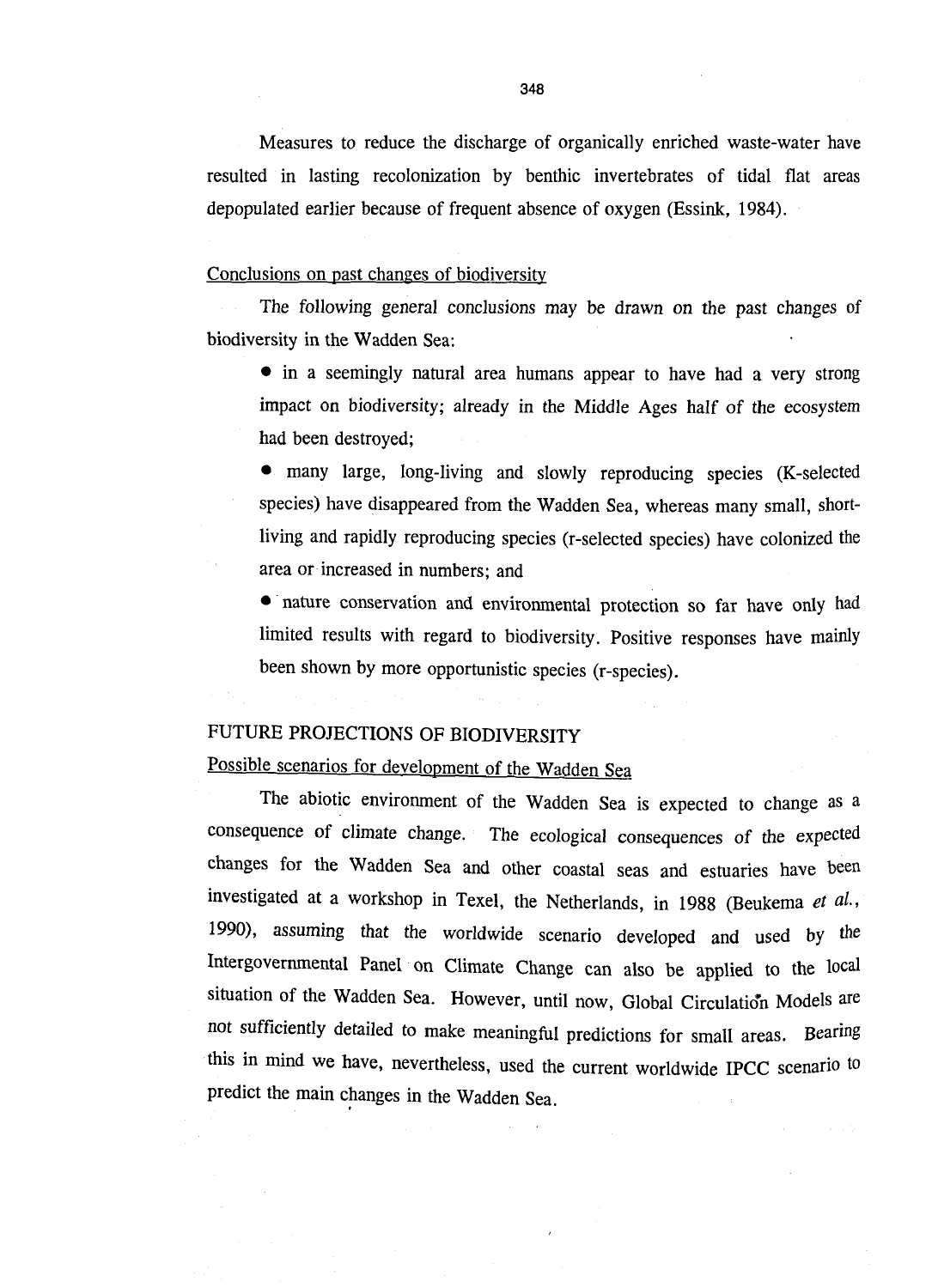Measures to reduce the discharge of organically enriched waste-water have resulted in lasting recolonization by benthic invertebrates of tidal flat areas depopulated earlier because of frequent absence of oxygen (Essink, 1984).

### Conclusions on past changes of biodiversity

The following general conclusions may be drawn on the past changes of biodiversity in the Wadden Sea:

- in a seemingly natural area humans appear to have had a very strong impact on biodiversity; already in the Middle Ages half of the ecosystem had been destroyed;
- many large, long-living and slowly reproducing species (K-selected species) have disappeared from the Wadden Sea, whereas many small, short-living and rapidly reproducing species (r-selected species) have colonized the area or increased in numbers; and
- nature conservation and environmental protection so far have only had limited results with regard to biodiversity. Positive responses have mainly been shown by more opportunistic species (r-species).

## FUTURE PROJECTIONS OF BIODIVERSITY

### Possible scenarios for development of the Wadden Sea

The abiotic environment of the Wadden Sea is expected to change as a consequence of climate change. The ecological consequences of the expected changes for the Wadden Sea and other coastal seas and estuaries have been investigated at a workshop in Texel, the Netherlands, in 1988 (Beukema *et al.*, 1990), assuming that the worldwide scenario developed and used by the Intergovernmental Panel on Climate Change can also be applied to the local situation of the Wadden Sea. However, until now, Global Circulation Models are not sufficiently detailed to make meaningful predictions for small areas. Bearing this in mind we have, nevertheless, used the current worldwide IPCC scenario to predict the main changes in the Wadden Sea.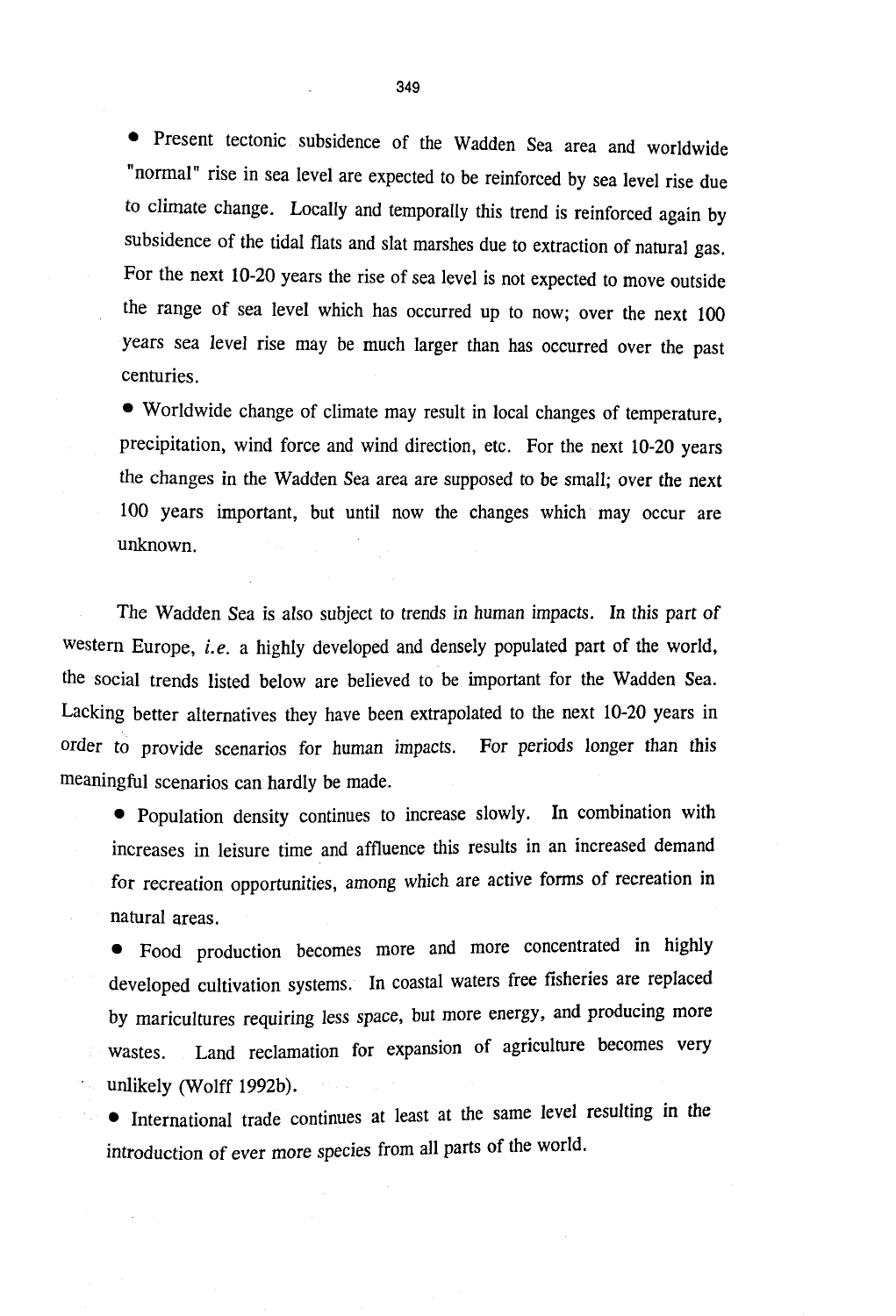- Present tectonic subsidence of the Wadden Sea area and worldwide "normal" rise in sea level are expected to be reinforced by sea level rise due to climate change. Locally and temporally this trend is reinforced again by subsidence of the tidal flats and slat marshes due to extraction of natural gas. For the next 10-20 years the rise of sea level is not expected to move outside the range of sea level which has occurred up to now; over the next 100 years sea level rise may be much larger than has occurred over the past centuries.
- Worldwide change of climate may result in local changes of temperature, precipitation, wind force and wind direction, etc. For the next 10-20 years the changes in the Wadden Sea area are supposed to be small; over the next 100 years important, but until now the changes which may occur are unknown.

The Wadden Sea is also subject to trends in human impacts. In this part of western Europe, *i.e.* a highly developed and densely populated part of the world, the social trends listed below are believed to be important for the Wadden Sea. Lacking better alternatives they have been extrapolated to the next 10-20 years in order to provide scenarios for human impacts. For periods longer than this meaningful scenarios can hardly be made.

- Population density continues to increase slowly. In combination with increases in leisure time and affluence this results in an increased demand for recreation opportunities, among which are active forms of recreation in natural areas.
- Food production becomes more and more concentrated in highly developed cultivation systems. In coastal waters free fisheries are replaced by maricultures requiring less space, but more energy, and producing more wastes. Land reclamation for expansion of agriculture becomes very unlikely (Wolff 1992b).
- International trade continues at least at the same level resulting in the introduction of ever more species from all parts of the world.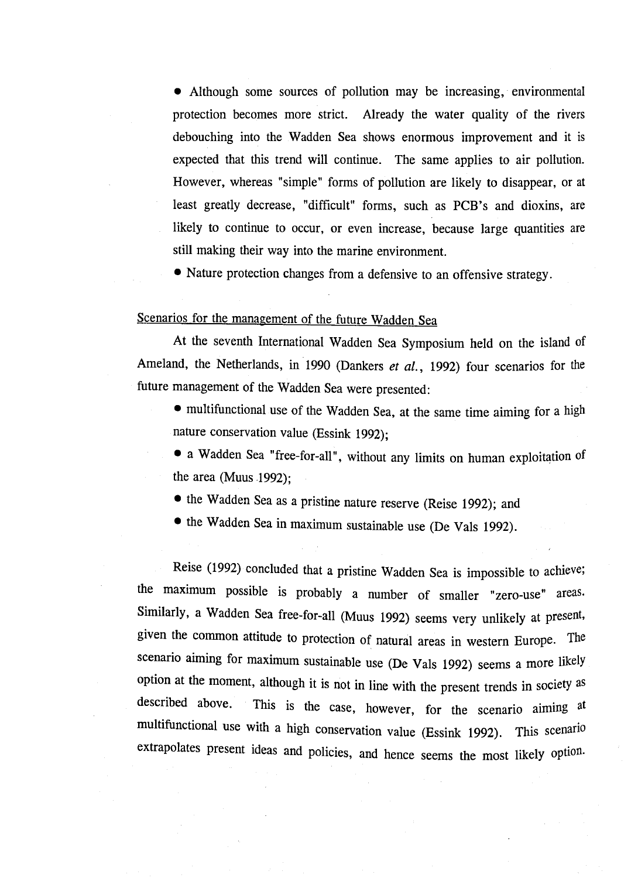- Although some sources of pollution may be increasing, environmental protection becomes more strict. Already the water quality of the rivers debouching into the Wadden Sea shows enormous improvement and it is expected that this trend will continue. The same applies to air pollution. However, whereas "simple" forms of pollution are likely to disappear, or at least greatly decrease, "difficult" forms, such as PCB's and dioxins, are likely to continue to occur, or even increase, because large quantities are still making their way into the marine environment.
- Nature protection changes from a defensive to an offensive strategy.

Scenarios for the management of the future Wadden Sea

At the seventh International Wadden Sea Symposium held on the island of Ameland, the Netherlands, in 1990 (Dankers *et al.*, 1992) four scenarios for the future management of the Wadden Sea were presented:

- multifunctional use of the Wadden Sea, at the same time aiming for a high nature conservation value (Essink 1992);
- a Wadden Sea "free-for-all", without any limits on human exploitation of the area (Muus 1992);
- the Wadden Sea as a pristine nature reserve (Reise 1992); and
- the Wadden Sea in maximum sustainable use (De Vals 1992).

Reise (1992) concluded that a pristine Wadden Sea is impossible to achieve; the maximum possible is probably a number of smaller "zero-use" areas. Similarly, a Wadden Sea free-for-all (Muus 1992) seems very unlikely at present, given the common attitude to protection of natural areas in western Europe. The scenario aiming for maximum sustainable use (De Vals 1992) seems a more likely option at the moment, although it is not in line with the present trends in society as described above. This is the case, however, for the scenario aiming at multifunctional use with a high conservation value (Essink 1992). This scenario extrapolates present ideas and policies, and hence seems the most likely option.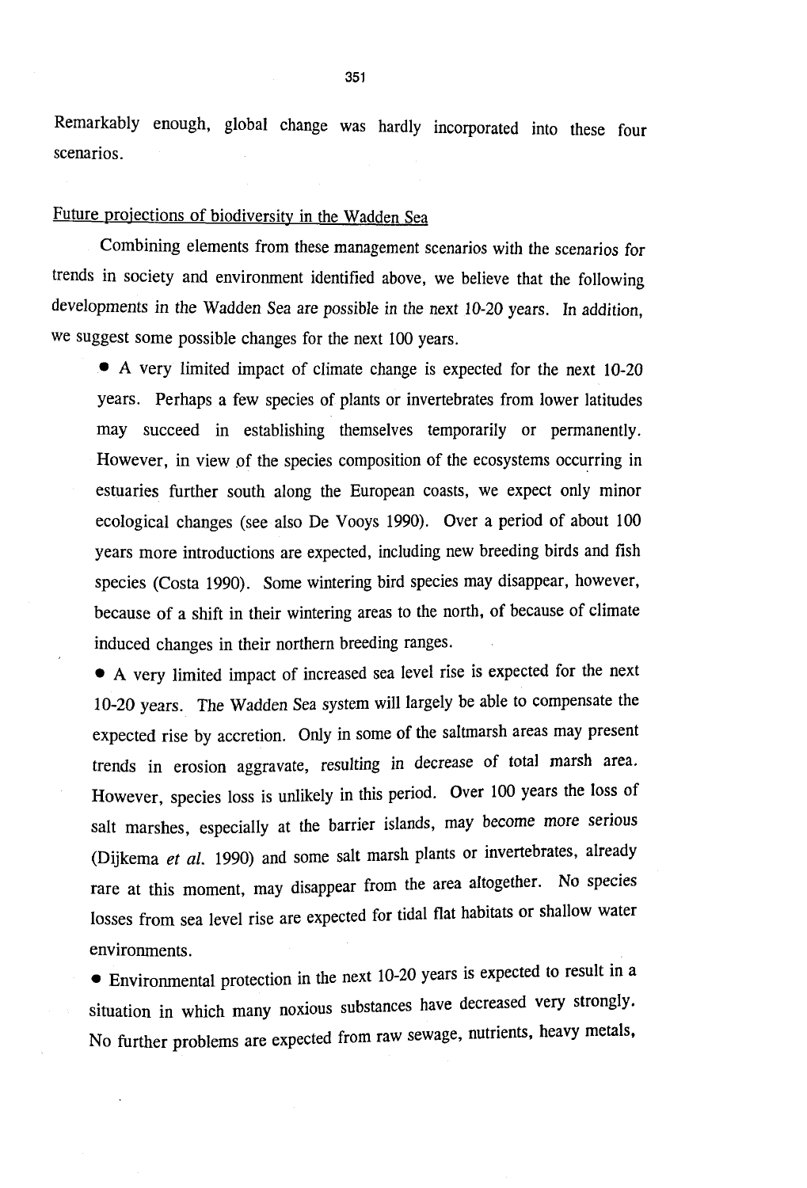Remarkably enough, global change was hardly incorporated into these four scenarios.

## Future projections of biodiversity in the Wadden Sea

Combining elements from these management scenarios with the scenarios for trends in society and environment identified above, we believe that the following developments in the Wadden Sea are possible in the next 10-20 years. In addition, we suggest some possible changes for the next 100 years.

- A very limited impact of climate change is expected for the next 10-20 years. Perhaps a few species of plants or invertebrates from lower latitudes may succeed in establishing themselves temporarily or permanently. However, in view of the species composition of the ecosystems occurring in estuaries further south along the European coasts, we expect only minor ecological changes (see also De Vooys 1990). Over a period of about 100 years more introductions are expected, including new breeding birds and fish species (Costa 1990). Some wintering bird species may disappear, however, because of a shift in their wintering areas to the north, of because of climate induced changes in their northern breeding ranges.
- A very limited impact of increased sea level rise is expected for the next 10-20 years. The Wadden Sea system will largely be able to compensate the expected rise by accretion. Only in some of the saltmarsh areas may present trends in erosion aggravate, resulting in decrease of total marsh area. However, species loss is unlikely in this period. Over 100 years the loss of salt marshes, especially at the barrier islands, may become more serious (Dijkema *et al.* 1990) and some salt marsh plants or invertebrates, already rare at this moment, may disappear from the area altogether. No species losses from sea level rise are expected for tidal flat habitats or shallow water environments.
- Environmental protection in the next 10-20 years is expected to result in a situation in which many noxious substances have decreased very strongly. No further problems are expected from raw sewage, nutrients, heavy metals,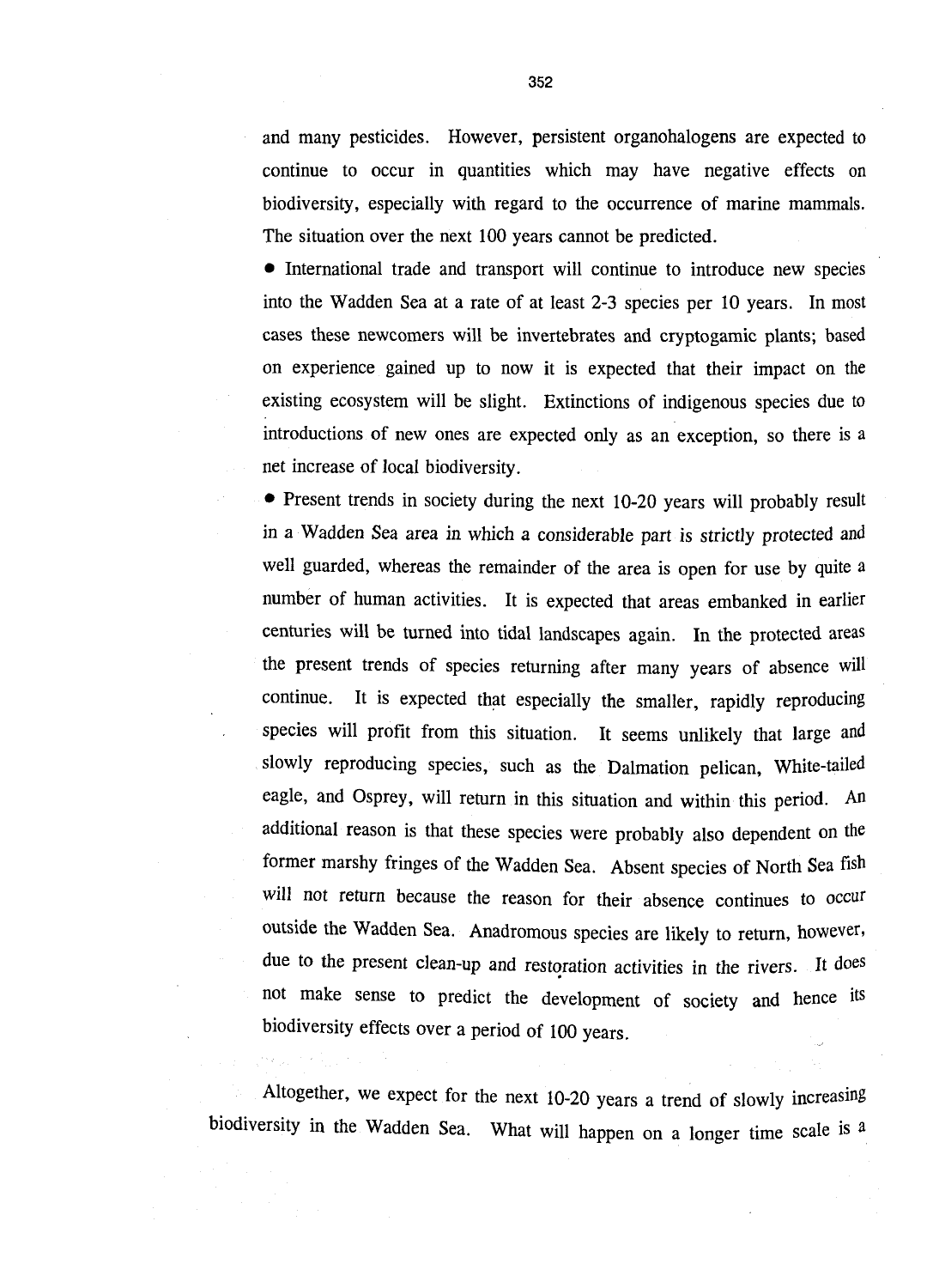and many pesticides. However, persistent organohalogens are expected to continue to occur in quantities which may have negative effects on biodiversity, especially with regard to the occurrence of marine mammals. The situation over the next 100 years cannot be predicted.

- International trade and transport will continue to introduce new species into the Wadden Sea at a rate of at least 2-3 species per 10 years. In most cases these newcomers will be invertebrates and cryptogamic plants; based on experience gained up to now it is expected that their impact on the existing ecosystem will be slight. Extinctions of indigenous species due to introductions of new ones are expected only as an exception, so there is a net increase of local biodiversity.

- Present trends in society during the next 10-20 years will probably result in a Wadden Sea area in which a considerable part is strictly protected and well guarded, whereas the remainder of the area is open for use by quite a number of human activities. It is expected that areas embanked in earlier centuries will be turned into tidal landscapes again. In the protected areas the present trends of species returning after many years of absence will continue. It is expected that especially the smaller, rapidly reproducing species will profit from this situation. It seems unlikely that large and slowly reproducing species, such as the Dalmation pelican, White-tailed eagle, and Osprey, will return in this situation and within this period. An additional reason is that these species were probably also dependent on the former marshy fringes of the Wadden Sea. Absent species of North Sea fish will not return because the reason for their absence continues to occur outside the Wadden Sea. Anadromous species are likely to return, however, due to the present clean-up and restoration activities in the rivers. It does not make sense to predict the development of society and hence its biodiversity effects over a period of 100 years.

Altogether, we expect for the next 10-20 years a trend of slowly increasing biodiversity in the Wadden Sea. What will happen on a longer time scale is a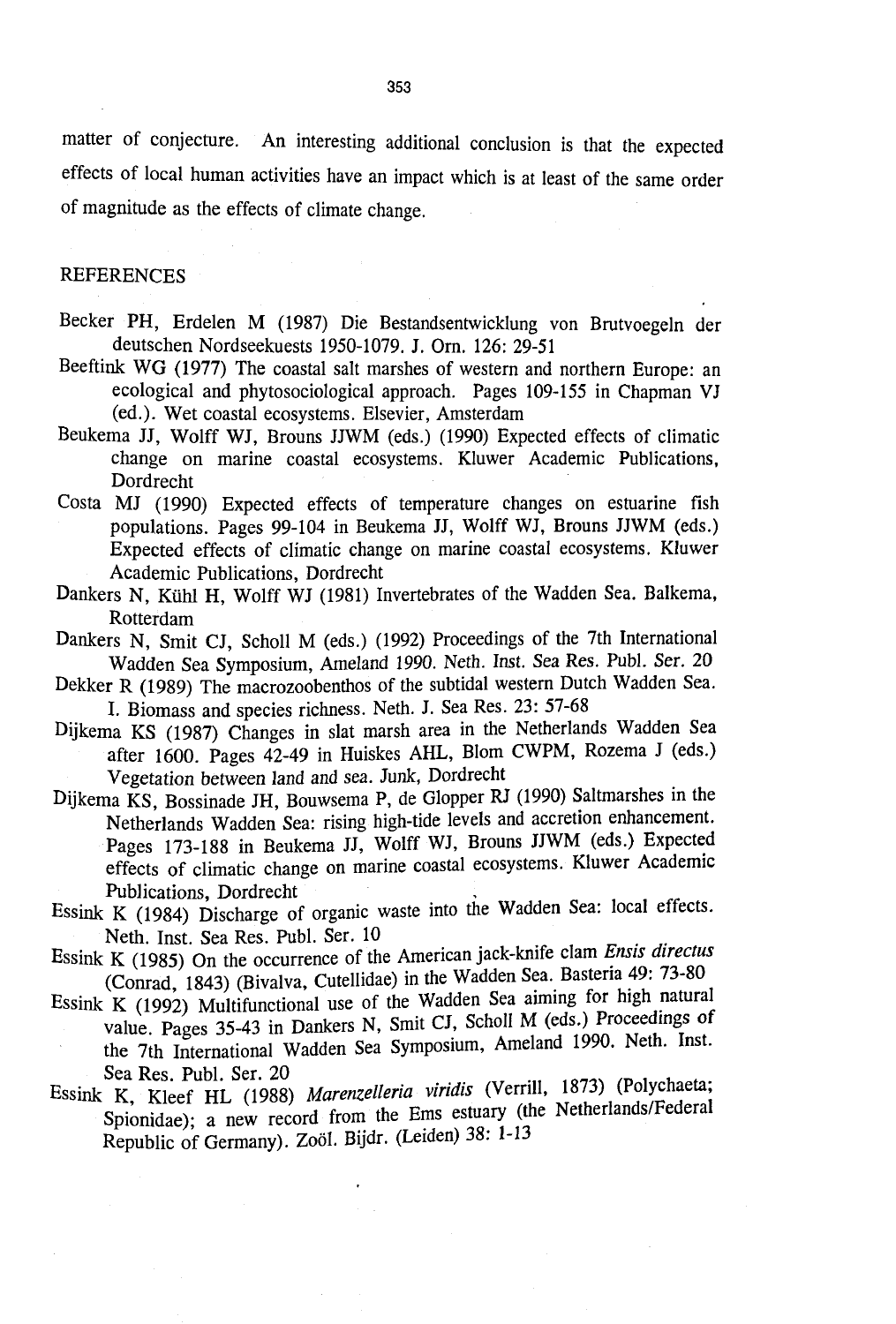matter of conjecture. An interesting additional conclusion is that the expected effects of local human activities have an impact which is at least of the same order of magnitude as the effects of climate change.

## REFERENCES

Becker PH, Erdelen M (1987) Die Bestandsentwicklung von Brutvoegeln der deutschen Nordseekuests 1950-1079. J. Orn. 126: 29-51

Beeftink WG (1977) The coastal salt marshes of western and northern Europe: an ecological and phytosociological approach. Pages 109-155 in Chapman VJ (ed.). Wet coastal ecosystems. Elsevier, Amsterdam

Beukema JJ, Wolff WJ, Brouns JJWM (eds.) (1990) Expected effects of climatic change on marine coastal ecosystems. Kluwer Academic Publications, Dordrecht

Costa MJ (1990) Expected effects of temperature changes on estuarine fish populations. Pages 99-104 in Beukema JJ, Wolff WJ, Brouns JJWM (eds.) Expected effects of climatic change on marine coastal ecosystems. Kluwer Academic Publications, Dordrecht

Dankers N, Kühl H, Wolff WJ (1981) Invertebrates of the Wadden Sea. Balkema, Rotterdam

Dankers N, Smit CJ, Scholl M (eds.) (1992) Proceedings of the 7th International Wadden Sea Symposium, Ameland 1990. Neth. Inst. Sea Res. Publ. Ser. 20

Dekker R (1989) The macrozoobenthos of the subtidal western Dutch Wadden Sea. I. Biomass and species richness. Neth. J. Sea Res. 23: 57-68

Dijkema KS (1987) Changes in slat marsh area in the Netherlands Wadden Sea after 1600. Pages 42-49 in Huiskes AHL, Blom CWPM, Rozema J (eds.) Vegetation between land and sea. Junk, Dordrecht

Dijkema KS, Bossinade JH, Bouwsema P, de Glopper RJ (1990) Saltmarshes in the Netherlands Wadden Sea: rising high-tide levels and accretion enhancement. Pages 173-188 in Beukema JJ, Wolff WJ, Brouns JJWM (eds.) Expected effects of climatic change on marine coastal ecosystems. Kluwer Academic Publications, Dordrecht

Essink K (1984) Discharge of organic waste into the Wadden Sea: local effects. Neth. Inst. Sea Res. Publ. Ser. 10

Essink K (1985) On the occurrence of the American jack-knife clam *Ensis directus* (Conrad, 1843) (Bivalva, Cutellidae) in the Wadden Sea. Basteria 49: 73-80

Essink K (1992) Multifunctional use of the Wadden Sea aiming for high natural value. Pages 35-43 in Dankers N, Smit CJ, Scholl M (eds.) Proceedings of the 7th International Wadden Sea Symposium, Ameland 1990. Neth. Inst. Sea Res. Publ. Ser. 20

Essink K, Kleef HL (1988) *Marenzelleria viridis* (Verrill, 1873) (Polychaeta; Spionidae); a new record from the Ems estuary (the Netherlands/Federal Republic of Germany). Zoöl. Bijdr. (Leiden) 38: 1-13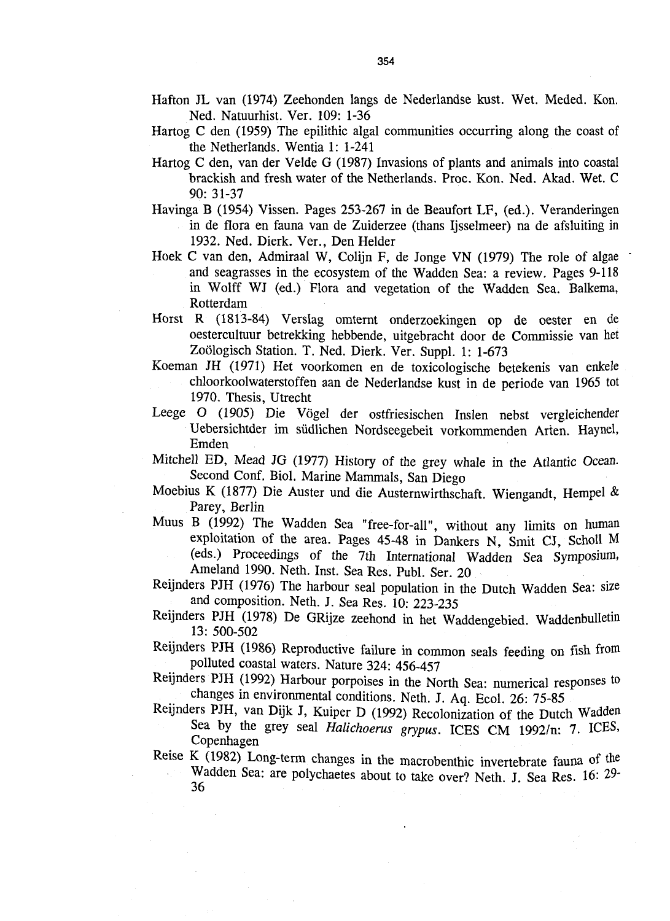Hafton JL van (1974) Zeehonden langs de Nederlandse kust. Wet. Meded. Kon. Ned. Natuurhist. Ver. 109: 1-36

Hartog C den (1959) The epilithic algal communities occurring along the coast of the Netherlands. Wentia 1: 1-241

Hartog C den, van der Velde G (1987) Invasions of plants and animals into coastal brackish and fresh water of the Netherlands. Proc. Kon. Ned. Akad. Wet. C 90: 31-37

Havinga B (1954) Vissen. Pages 253-267 in de Beaufort LF, (ed.). Veranderingen in de flora en fauna van de Zuiderzee (thans Ijsselmeer) na de afsluiting in 1932. Ned. Dierk. Ver., Den Helder

Hoek C van den, Admiraal W, Colijn F, de Jonge VN (1979) The role of algae and seagrasses in the ecosystem of the Wadden Sea: a review. Pages 9-118 in Wolff WJ (ed.) Flora and vegetation of the Wadden Sea. Balkema, Rotterdam

Horst R (1813-84) Verslag omternt onderzoekingen op de oester en de oestercultuur betrekking hebbende, uitgebracht door de Commissie van het Zoölogisch Station. T. Ned. Dierk. Ver. Suppl. 1: 1-673

Koeman JH (1971) Het voorkomen en de toxicologische betekenis van enkele chloorkoolwaterstoffen aan de Nederlandse kust in de periode van 1965 tot 1970. Thesis, Utrecht

Leege O (1905) Die Vögel der ostfriesischen Inslen nebst vergleichender Uebersichtder im südlichen Nordseegebeit vorkommenden Arten. Haynel, Emden

Mitchell ED, Mead JG (1977) History of the grey whale in the Atlantic Ocean. Second Conf. Biol. Marine Mammals, San Diego

Moebius K (1877) Die Auster und die Austernwirthschaft. Wiengandt, Hempel & Parey, Berlin

Muus B (1992) The Wadden Sea "free-for-all", without any limits on human exploitation of the area. Pages 45-48 in Dankers N, Smit CJ, Scholl M (eds.) Proceedings of the 7th International Wadden Sea Symposium, Ameland 1990. Neth. Inst. Sea Res. Publ. Ser. 20

Reijnders PJH (1976) The harbour seal population in the Dutch Wadden Sea: size and composition. Neth. J. Sea Res. 10: 223-235

Reijnders PJH (1978) De GRijze zeehond in het Waddengebied. Waddenbulletin 13: 500-502

Reijnders PJH (1986) Reproductive failure in common seals feeding on fish from polluted coastal waters. Nature 324: 456-457

Reijnders PJH (1992) Harbour porpoises in the North Sea: numerical responses to changes in environmental conditions. Neth. J. Aq. Ecol. 26: 75-85

Reijnders PJH, van Dijk J, Kuiper D (1992) Recolonization of the Dutch Wadden Sea by the grey seal *Halichoerus grypus*. ICES CM 1992/n: 7. ICES, Copenhagen

Reise K (1982) Long-term changes in the macrobenthic invertebrate fauna of the Wadden Sea: are polychaetes about to take over? Neth. J. Sea Res. 16: 29-36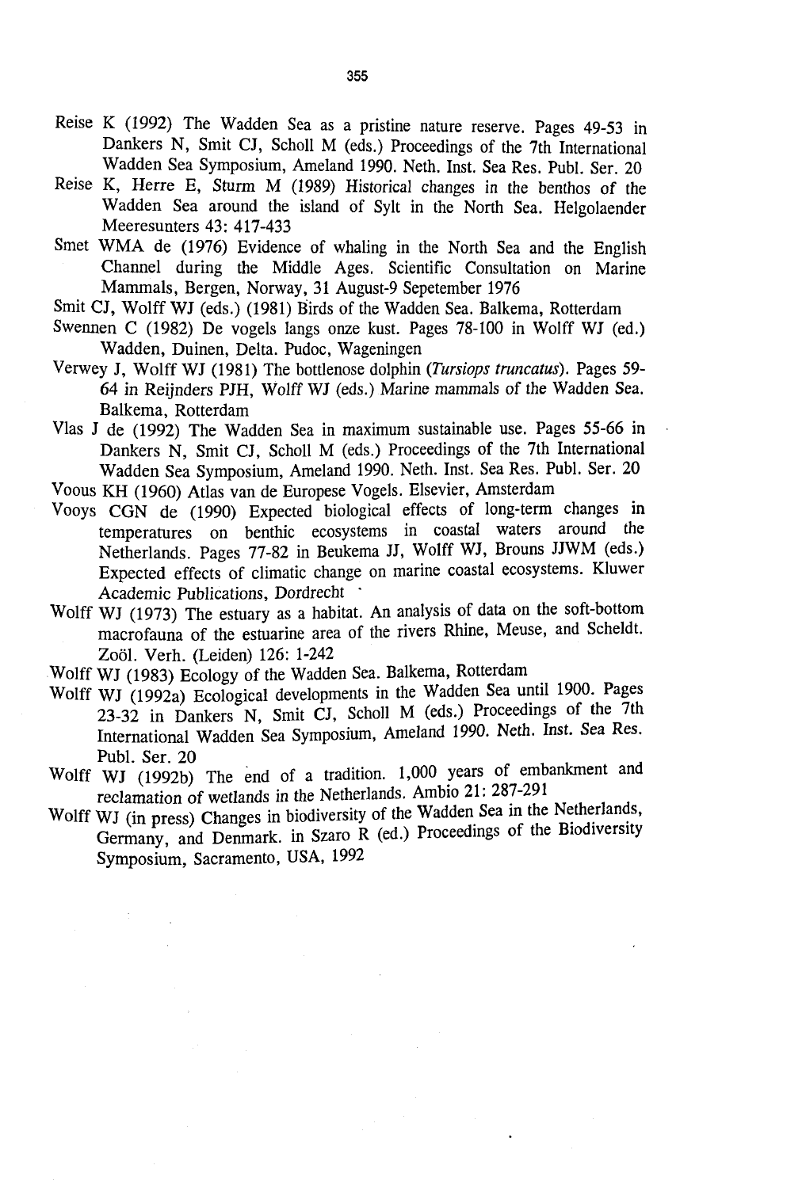Reise K (1992) The Wadden Sea as a pristine nature reserve. Pages 49-53 in Dankers N, Smit CJ, Scholl M (eds.) Proceedings of the 7th International Wadden Sea Symposium, Ameland 1990. Neth. Inst. Sea Res. Publ. Ser. 20

Reise K, Herre E, Sturm M (1989) Historical changes in the benthos of the Wadden Sea around the island of Sylt in the North Sea. Helgolaender Meeresunters 43: 417-433

Smet WMA de (1976) Evidence of whaling in the North Sea and the English Channel during the Middle Ages. Scientific Consultation on Marine Mammals, Bergen, Norway, 31 August-9 Sepetember 1976

Smit CJ, Wolff WJ (eds.) (1981) Birds of the Wadden Sea. Balkema, Rotterdam

Swennen C (1982) De vogels langs onze kust. Pages 78-100 in Wolff WJ (ed.) Wadden, Duinen, Delta. Pudoc, Wageningen

Verwey J, Wolff WJ (1981) The bottlenose dolphin (*Tursiops truncatus*). Pages 59-64 in Reijnders PJH, Wolff WJ (eds.) Marine mammals of the Wadden Sea. Balkema, Rotterdam

Vlas J de (1992) The Wadden Sea in maximum sustainable use. Pages 55-66 in Dankers N, Smit CJ, Scholl M (eds.) Proceedings of the 7th International Wadden Sea Symposium, Ameland 1990. Neth. Inst. Sea Res. Publ. Ser. 20

Voous KH (1960) Atlas van de Europese Vogels. Elsevier, Amsterdam

Vooys CGN de (1990) Expected biological effects of long-term changes in temperatures on benthic ecosystems in coastal waters around the Netherlands. Pages 77-82 in Beukema JJ, Wolff WJ, Brouns JJWM (eds.) Expected effects of climatic change on marine coastal ecosystems. Kluwer Academic Publications, Dordrecht

Wolff WJ (1973) The estuary as a habitat. An analysis of data on the soft-bottom macrofauna of the estuarine area of the rivers Rhine, Meuse, and Scheldt. Zoöl. Verh. (Leiden) 126: 1-242

Wolff WJ (1983) Ecology of the Wadden Sea. Balkema, Rotterdam

Wolff WJ (1992a) Ecological developments in the Wadden Sea until 1900. Pages 23-32 in Dankers N, Smit CJ, Scholl M (eds.) Proceedings of the 7th International Wadden Sea Symposium, Ameland 1990. Neth. Inst. Sea Res. Publ. Ser. 20

Wolff WJ (1992b) The end of a tradition. 1,000 years of embankment and reclamation of wetlands in the Netherlands. Ambio 21: 287-291

Wolff WJ (in press) Changes in biodiversity of the Wadden Sea in the Netherlands, Germany, and Denmark. in Szaro R (ed.) Proceedings of the Biodiversity Symposium, Sacramento, USA, 1992